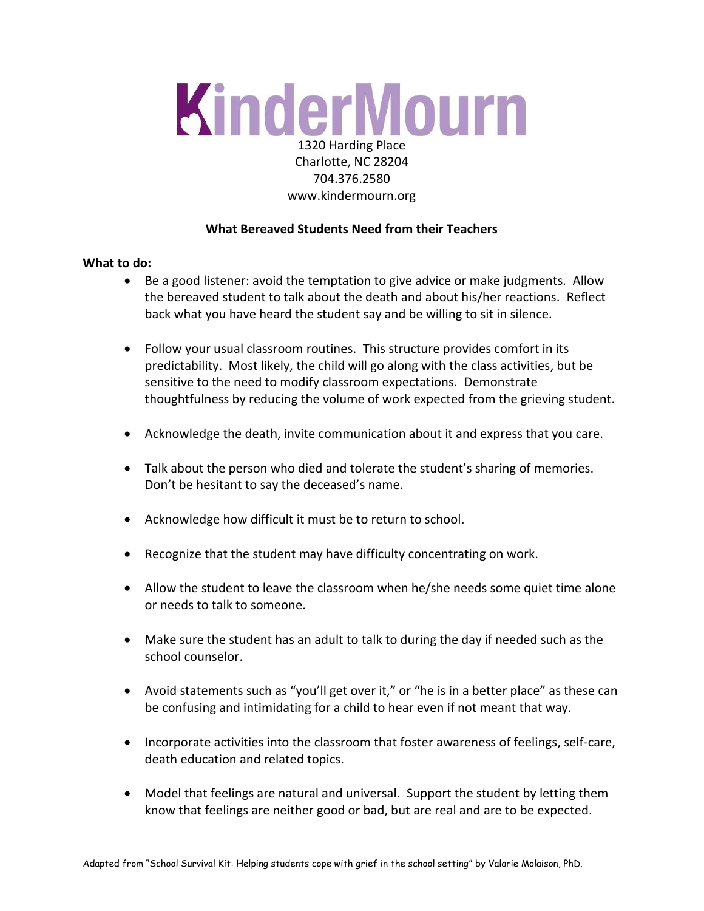# KinderMourn

1320 Harding Place
Charlotte, NC 28204
704.376.2580
www.kindermourn.org

## What Bereaved Students Need from their Teachers

**What to do:**

- Be a good listener: avoid the temptation to give advice or make judgments. Allow the bereaved student to talk about the death and about his/her reactions. Reflect back what you have heard the student say and be willing to sit in silence.
- Follow your usual classroom routines. This structure provides comfort in its predictability. Most likely, the child will go along with the class activities, but be sensitive to the need to modify classroom expectations. Demonstrate thoughtfulness by reducing the volume of work expected from the grieving student.
- Acknowledge the death, invite communication about it and express that you care.
- Talk about the person who died and tolerate the student's sharing of memories. Don't be hesitant to say the deceased's name.
- Acknowledge how difficult it must be to return to school.
- Recognize that the student may have difficulty concentrating on work.
- Allow the student to leave the classroom when he/she needs some quiet time alone or needs to talk to someone.
- Make sure the student has an adult to talk to during the day if needed such as the school counselor.
- Avoid statements such as "you'll get over it," or "he is in a better place" as these can be confusing and intimidating for a child to hear even if not meant that way.
- Incorporate activities into the classroom that foster awareness of feelings, self-care, death education and related topics.
- Model that feelings are natural and universal. Support the student by letting them know that feelings are neither good or bad, but are real and are to be expected.

Adapted from "School Survival Kit: Helping students cope with grief in the school setting" by Valarie Molaison, PhD.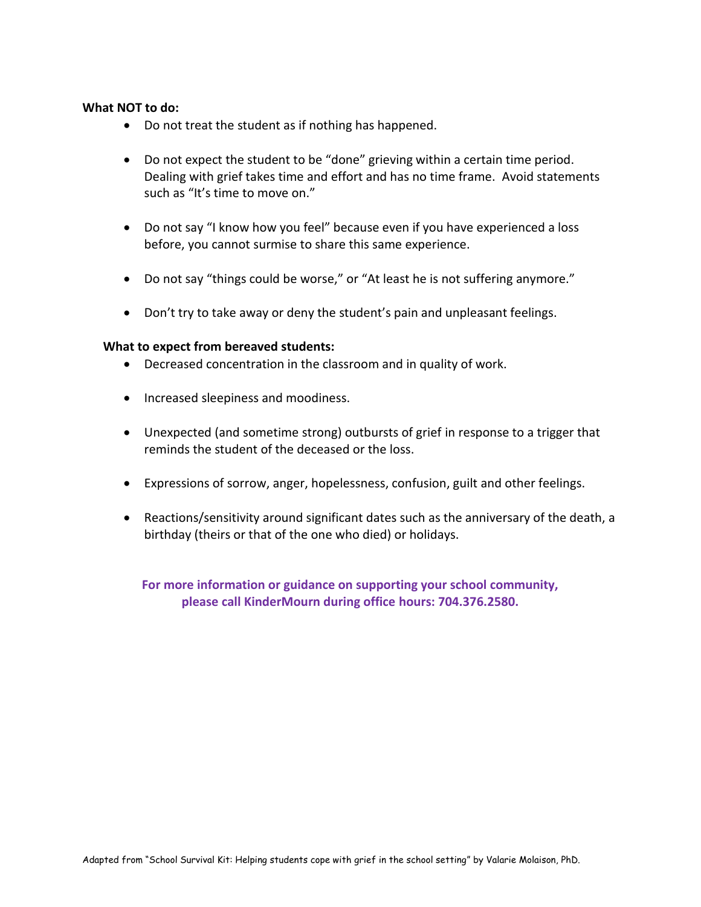**What NOT to do:**

- Do not treat the student as if nothing has happened.
- Do not expect the student to be "done" grieving within a certain time period. Dealing with grief takes time and effort and has no time frame. Avoid statements such as "It's time to move on."
- Do not say "I know how you feel" because even if you have experienced a loss before, you cannot surmise to share this same experience.
- Do not say "things could be worse," or "At least he is not suffering anymore."
- Don't try to take away or deny the student's pain and unpleasant feelings.

**What to expect from bereaved students:**

- Decreased concentration in the classroom and in quality of work.
- Increased sleepiness and moodiness.
- Unexpected (and sometime strong) outbursts of grief in response to a trigger that reminds the student of the deceased or the loss.
- Expressions of sorrow, anger, hopelessness, confusion, guilt and other feelings.
- Reactions/sensitivity around significant dates such as the anniversary of the death, a birthday (theirs or that of the one who died) or holidays.

**For more information or guidance on supporting your school community, please call KinderMourn during office hours: 704.376.2580.**

Adapted from "School Survival Kit: Helping students cope with grief in the school setting" by Valarie Molaison, PhD.